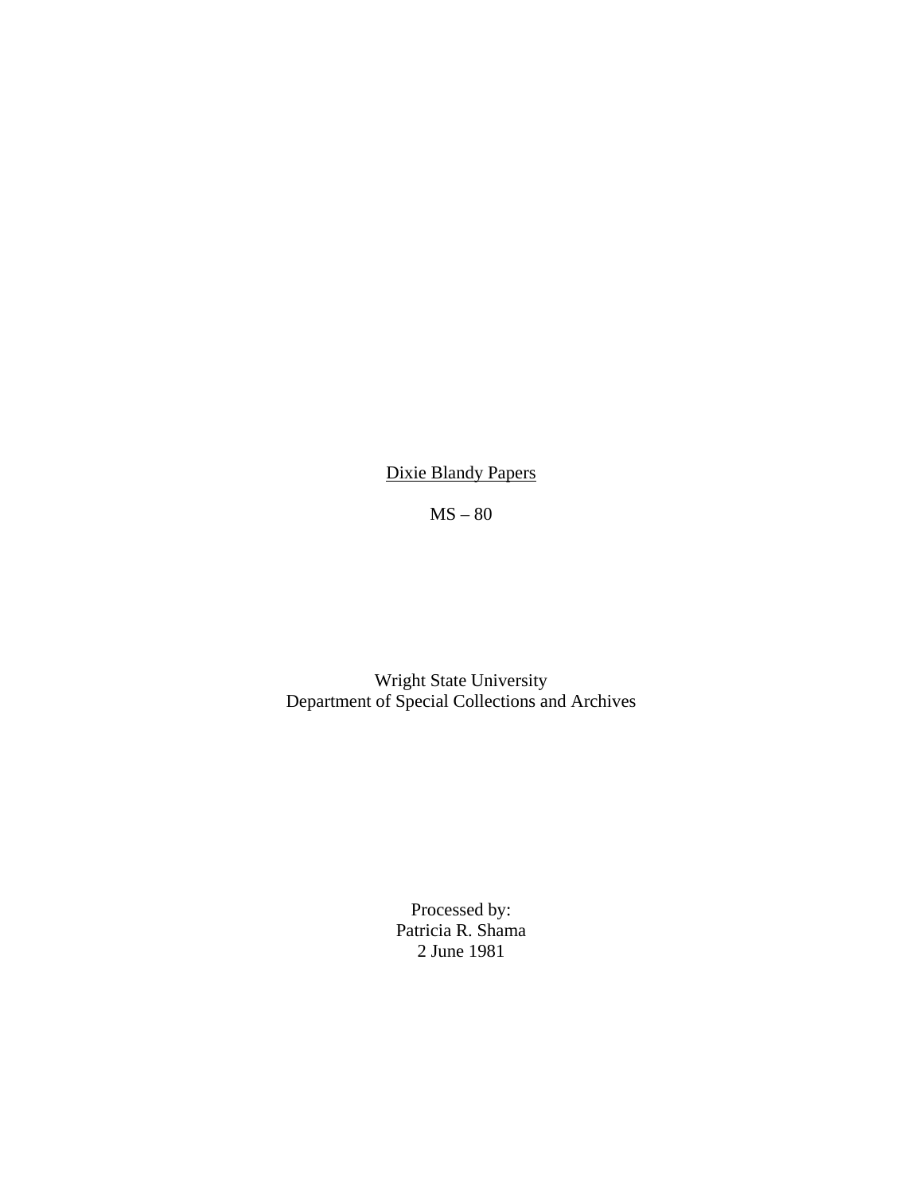# Dixie Blandy Papers

MS – 80

Wright State University
Department of Special Collections and Archives

Processed by:
Patricia R. Shama
2 June 1981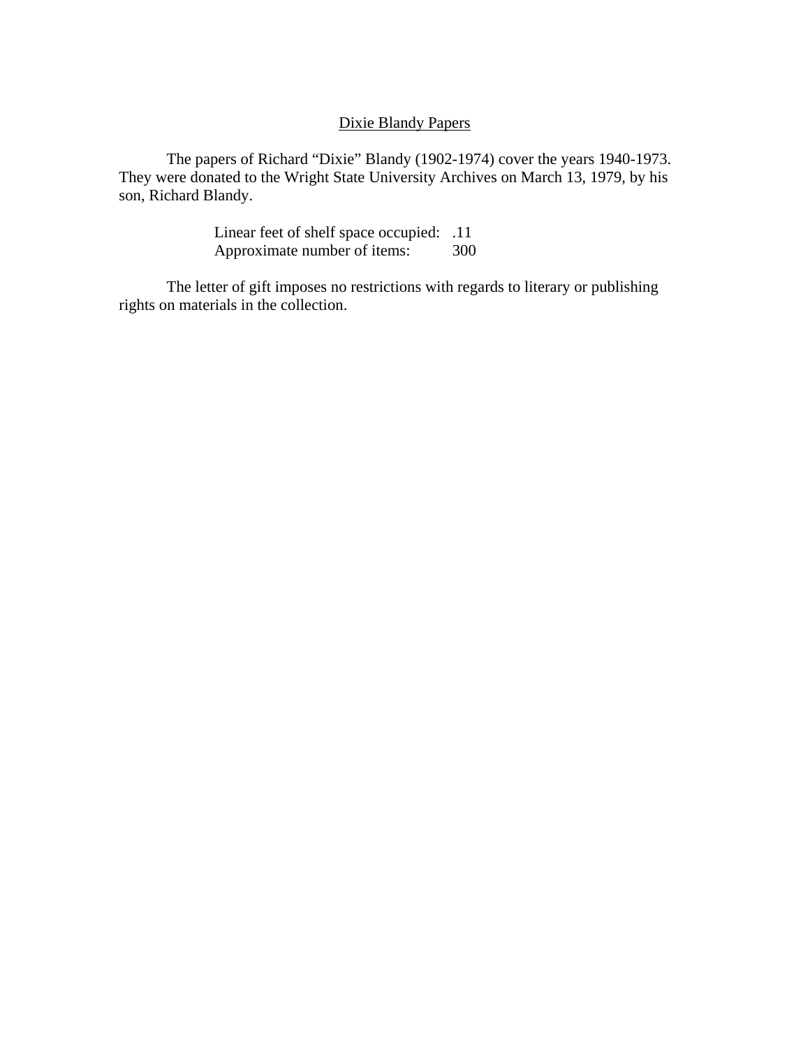# Dixie Blandy Papers

The papers of Richard "Dixie" Blandy (1902-1974) cover the years 1940-1973. They were donated to the Wright State University Archives on March 13, 1979, by his son, Richard Blandy.

| | |
|---|---|
| Linear feet of shelf space occupied: | .11 |
| Approximate number of items: | 300 |

The letter of gift imposes no restrictions with regards to literary or publishing rights on materials in the collection.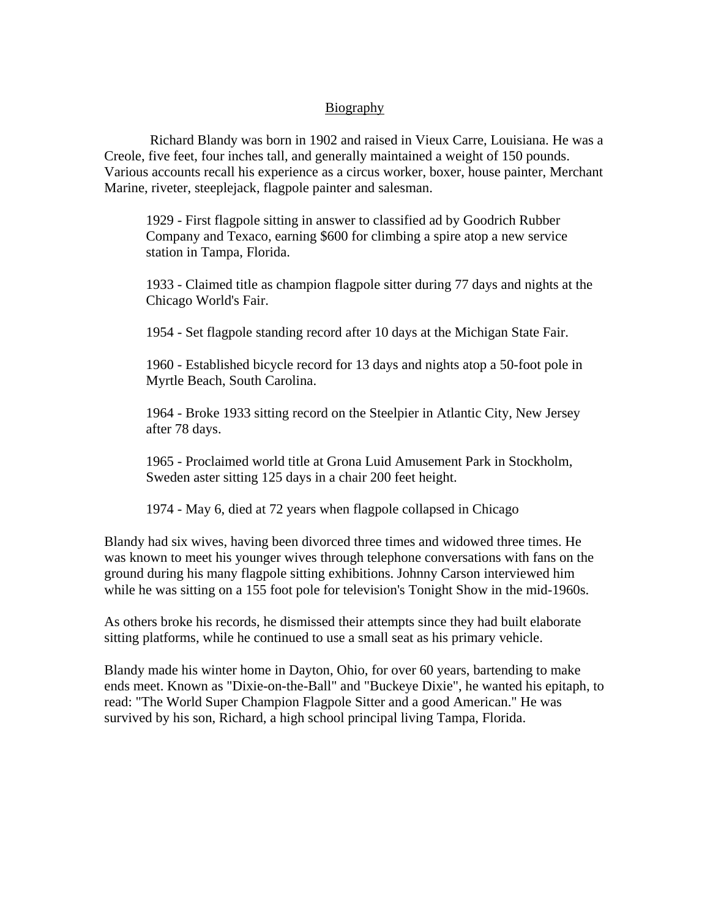# Biography

Richard Blandy was born in 1902 and raised in Vieux Carre, Louisiana. He was a Creole, five feet, four inches tall, and generally maintained a weight of 150 pounds. Various accounts recall his experience as a circus worker, boxer, house painter, Merchant Marine, riveter, steeplejack, flagpole painter and salesman.

> 1929 - First flagpole sitting in answer to classified ad by Goodrich Rubber Company and Texaco, earning $600 for climbing a spire atop a new service station in Tampa, Florida.
>
> 1933 - Claimed title as champion flagpole sitter during 77 days and nights at the Chicago World's Fair.
>
> 1954 - Set flagpole standing record after 10 days at the Michigan State Fair.
>
> 1960 - Established bicycle record for 13 days and nights atop a 50-foot pole in Myrtle Beach, South Carolina.
>
> 1964 - Broke 1933 sitting record on the Steelpier in Atlantic City, New Jersey after 78 days.
>
> 1965 - Proclaimed world title at Grona Luid Amusement Park in Stockholm, Sweden aster sitting 125 days in a chair 200 feet height.
>
> 1974 - May 6, died at 72 years when flagpole collapsed in Chicago

Blandy had six wives, having been divorced three times and widowed three times. He was known to meet his younger wives through telephone conversations with fans on the ground during his many flagpole sitting exhibitions. Johnny Carson interviewed him while he was sitting on a 155 foot pole for television's Tonight Show in the mid-1960s.

As others broke his records, he dismissed their attempts since they had built elaborate sitting platforms, while he continued to use a small seat as his primary vehicle.

Blandy made his winter home in Dayton, Ohio, for over 60 years, bartending to make ends meet. Known as "Dixie-on-the-Ball" and "Buckeye Dixie", he wanted his epitaph, to read: "The World Super Champion Flagpole Sitter and a good American." He was survived by his son, Richard, a high school principal living Tampa, Florida.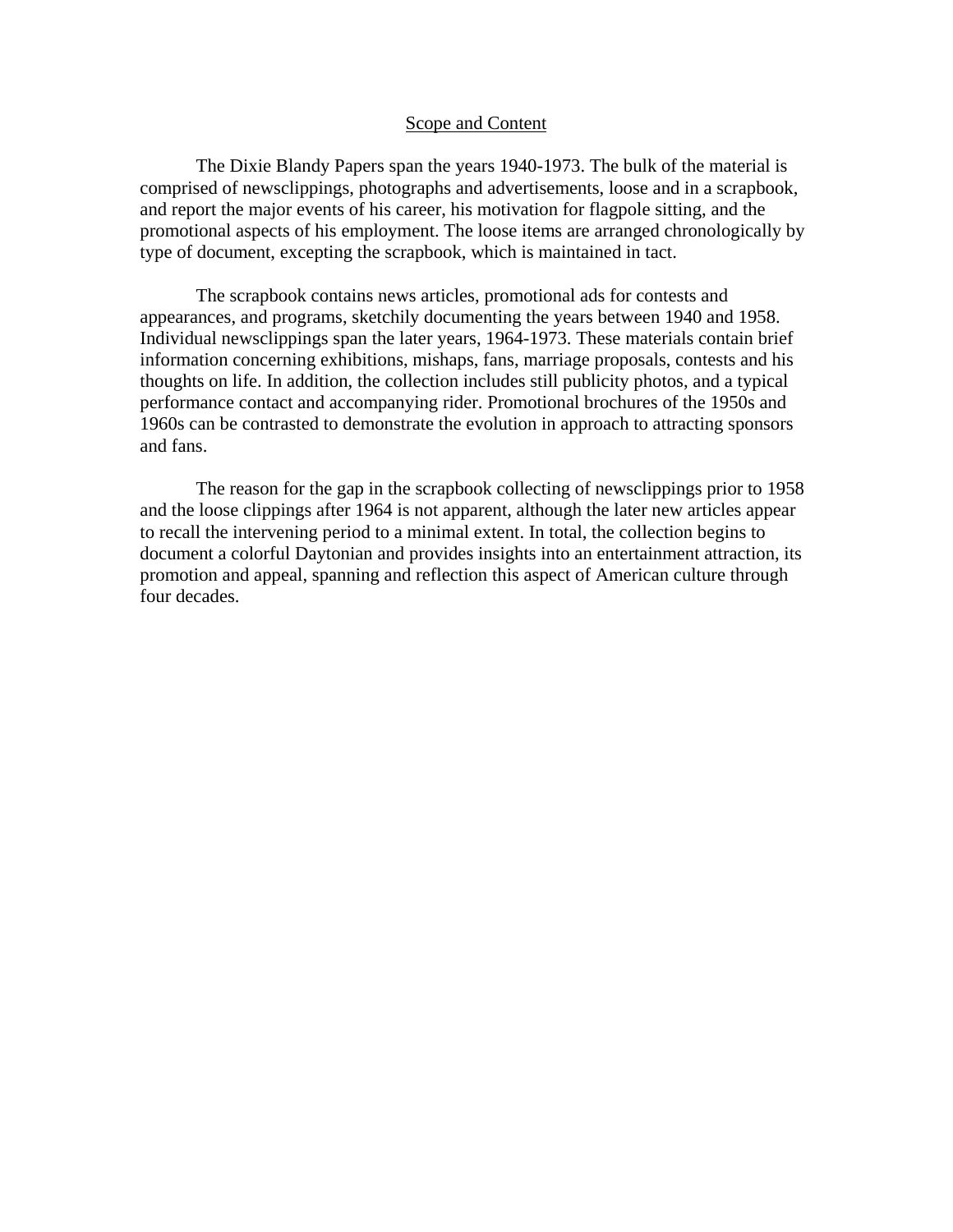## Scope and Content

The Dixie Blandy Papers span the years 1940-1973. The bulk of the material is comprised of newsclippings, photographs and advertisements, loose and in a scrapbook, and report the major events of his career, his motivation for flagpole sitting, and the promotional aspects of his employment. The loose items are arranged chronologically by type of document, excepting the scrapbook, which is maintained in tact.

The scrapbook contains news articles, promotional ads for contests and appearances, and programs, sketchily documenting the years between 1940 and 1958. Individual newsclippings span the later years, 1964-1973. These materials contain brief information concerning exhibitions, mishaps, fans, marriage proposals, contests and his thoughts on life. In addition, the collection includes still publicity photos, and a typical performance contact and accompanying rider. Promotional brochures of the 1950s and 1960s can be contrasted to demonstrate the evolution in approach to attracting sponsors and fans.

The reason for the gap in the scrapbook collecting of newsclippings prior to 1958 and the loose clippings after 1964 is not apparent, although the later new articles appear to recall the intervening period to a minimal extent. In total, the collection begins to document a colorful Daytonian and provides insights into an entertainment attraction, its promotion and appeal, spanning and reflection this aspect of American culture through four decades.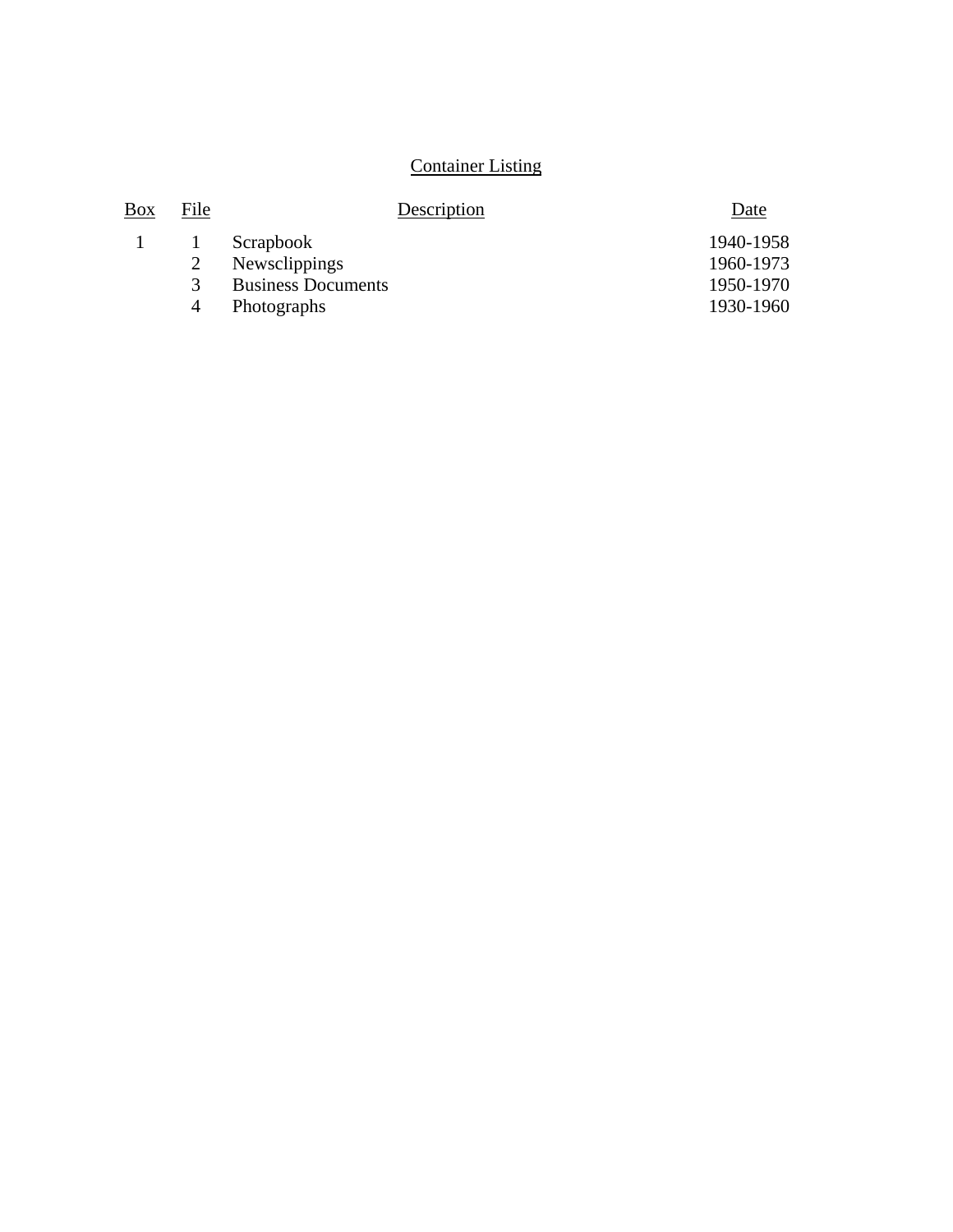## Container Listing

| Box | File | Description | Date |
| --- | --- | --- | --- |
| 1 | 1 | Scrapbook | 1940-1958 |
| | 2 | Newsclippings | 1960-1973 |
| | 3 | Business Documents | 1950-1970 |
| | 4 | Photographs | 1930-1960 |